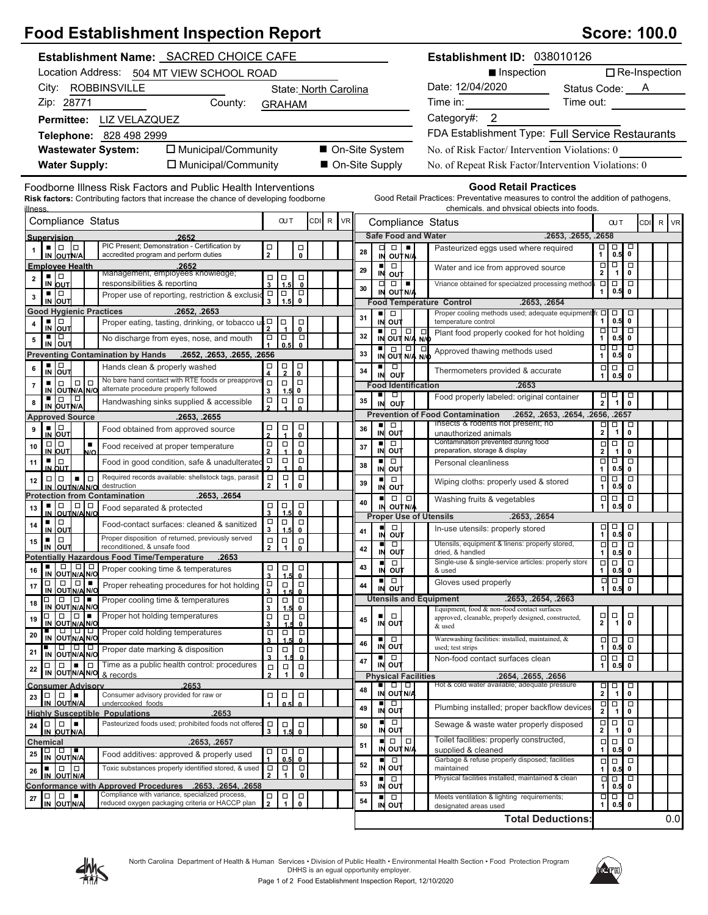# Food Establishment Inspection Report

**Score: 100.0**

**Establishment Name:** SACRED CHOICE CAFE
Location Address: 504 MT VIEW SCHOOL ROAD
City: ROBBINSVILLE State: North Carolina
Zip: 28771 County: GRAHAM
**Permittee:** LIZ VELAZQUEZ
**Telephone:** 828 498 2999
**Wastewater System:** ☐ Municipal/Community ■ On-Site System
**Water Supply:** ☐ Municipal/Community ■ On-Site Supply

**Establishment ID:** 038010126
■ Inspection ☐ Re-Inspection
Date: 12/04/2020 Status Code: A
Time in: Time out:
Category#: 2
FDA Establishment Type: Full Service Restaurants
No. of Risk Factor/ Intervention Violations: 0
No. of Repeat Risk Factor/Intervention Violations: 0

## Foodborne Illness Risk Factors and Public Health Interventions

**Risk factors:** Contributing factors that increase the chance of developing foodborne illness.

| # | Compliance Status | | OUT | CDI | R | VR |
|---|---|---|---|---|---|---|
| | **Supervision .2652** | | | | | |
| 1 | IN | PIC Present; Demonstration - Certification by accredited program and perform duties | 2 / 0 | | | |
| | **Employee Health .2652** | | | | | |
| 2 | IN | Management, employees knowledge; responsibilities & reporting | 3 / 1.5 / 0 | | | |
| 3 | IN | Proper use of reporting, restriction & exclusion | 3 / 1.5 / 0 | | | |
| | **Good Hygienic Practices .2652, .2653** | | | | | |
| 4 | IN | Proper eating, tasting, drinking, or tobacco use | 2 / 1 / 0 | | | |
| 5 | IN | No discharge from eyes, nose, and mouth | 1 / 0.5 / 0 | | | |
| | **Preventing Contamination by Hands .2652, .2653, .2655, .2656** | | | | | |
| 6 | IN | Hands clean & properly washed | 4 / 2 / 0 | | | |
| 7 | IN | No bare hand contact with RTE foods or preapproved alternate procedure properly followed | 3 / 1.5 / 0 | | | |
| 8 | IN | Handwashing sinks supplied & accessible | 2 / 1 / 0 | | | |
| | **Approved Source .2653, .2655** | | | | | |
| 9 | IN | Food obtained from approved source | 2 / 1 / 0 | | | |
| 10 | N/O | Food received at proper temperature | 2 / 1 / 0 | | | |
| 11 | IN | Food in good condition, safe & unadulterated | 2 / 1 / 0 | | | |
| 12 | N/A | Required records available: shellstock tags, parasite destruction | 2 / 1 / 0 | | | |
| | **Protection from Contamination .2653, .2654** | | | | | |
| 13 | IN | Food separated & protected | 3 / 1.5 / 0 | | | |
| 14 | IN | Food-contact surfaces: cleaned & sanitized | 3 / 1.5 / 0 | | | |
| 15 | IN | Proper disposition of returned, previously served reconditioned, & unsafe food | 2 / 1 / 0 | | | |
| | **Potentially Hazardous Food Time/Temperature .2653** | | | | | |
| 16 | IN | Proper cooking time & temperatures | 3 / 1.5 / 0 | | | |
| 17 | N/O | Proper reheating procedures for hot holding | 3 / 1.5 / 0 | | | |
| 18 | N/O | Proper cooling time & temperatures | 3 / 1.5 / 0 | | | |
| 19 | N/O | Proper hot holding temperatures | 3 / 1.5 / 0 | | | |
| 20 | IN | Proper cold holding temperatures | 3 / 1.5 / 0 | | | |
| 21 | IN | Proper date marking & disposition | 3 / 1.5 / 0 | | | |
| 22 | N/A | Time as a public health control: procedures & records | 2 / 1 / 0 | | | |
| | **Consumer Advisory .2653** | | | | | |
| 23 | N/A | Consumer advisory provided for raw or undercooked foods | 1 / 0.5 / 0 | | | |
| | **Highly Susceptible Populations .2653** | | | | | |
| 24 | N/A | Pasteurized foods used; prohibited foods not offered | 3 / 1.5 / 0 | | | |
| | **Chemical .2653, .2657** | | | | | |
| 25 | N/A | Food additives: approved & properly used | 1 / 0.5 / 0 | | | |
| 26 | IN | Toxic substances properly identified stored, & used | 2 / 1 / 0 | | | |
| | **Conformance with Approved Procedures .2653, .2654, .2658** | | | | | |
| 27 | N/A | Compliance with variance, specialized process, reduced oxygen packaging criteria or HACCP plan | 2 / 1 / 0 | | | |

## Good Retail Practices

Good Retail Practices: Preventative measures to control the addition of pathogens, chemicals, and physical objects into foods.

| # | Compliance Status | | OUT | CDI | R | VR |
|---|---|---|---|---|---|---|
| | **Safe Food and Water .2653, .2655, .2658** | | | | | |
| 28 | N/A | Pasteurized eggs used where required | 1 / 0.5 / 0 | | | |
| 29 | IN | Water and ice from approved source | 2 / 1 / 0 | | | |
| 30 | N/A | Vriance obtained for specialzed processing methods | 1 / 0.5 / 0 | | | |
| | **Food Temperature Control .2653, .2654** | | | | | |
| 31 | IN | Proper cooling methods used; adequate equipment for temperature control | 1 / 0.5 / 0 | | | |
| 32 | IN | Plant food properly cooked for hot holding | 1 / 0.5 / 0 | | | |
| 33 | IN | Approved thawing methods used | 1 / 0.5 / 0 | | | |
| 34 | IN | Thermometers provided & accurate | 1 / 0.5 / 0 | | | |
| | **Food Identification .2653** | | | | | |
| 35 | IN | Food properly labeled: original container | 2 / 1 / 0 | | | |
| | **Prevention of Food Contamination .2652, .2653, .2654, .2656, .2657** | | | | | |
| 36 | IN | Insects & rodents not present; no unauthorized animals | 2 / 1 / 0 | | | |
| 37 | IN | Contamination prevented during food preparation, storage & display | 2 / 1 / 0 | | | |
| 38 | IN | Personal cleanliness | 1 / 0.5 / 0 | | | |
| 39 | IN | Wiping cloths: properly used & stored | 1 / 0.5 / 0 | | | |
| 40 | IN | Washing fruits & vegetables | 1 / 0.5 / 0 | | | |
| | **Proper Use of Utensils .2653, .2654** | | | | | |
| 41 | IN | In-use utensils: properly stored | 1 / 0.5 / 0 | | | |
| 42 | IN | Utensils, equipment & linens: properly stored, dried, & handled | 1 / 0.5 / 0 | | | |
| 43 | IN | Single-use & single-service articles: properly stored & used | 1 / 0.5 / 0 | | | |
| 44 | IN | Gloves used properly | 1 / 0.5 / 0 | | | |
| | **Utensils and Equipment .2653, .2654, .2663** | | | | | |
| 45 | IN | Equipment, food & non-food contact surfaces approved, cleanable, properly designed, constructed, & used | 2 / 1 / 0 | | | |
| 46 | IN | Warewashing facilities: installed, maintained, & used; test strips | 1 / 0.5 / 0 | | | |
| 47 | IN | Non-food contact surfaces clean | 1 / 0.5 / 0 | | | |
| | **Physical Facilities .2654, .2655, .2656** | | | | | |
| 48 | IN | Hot & cold water available; adequate pressure | 2 / 1 / 0 | | | |
| 49 | IN | Plumbing installed; proper backflow devices | 2 / 1 / 0 | | | |
| 50 | IN | Sewage & waste water properly disposed | 2 / 1 / 0 | | | |
| 51 | IN | Toilet facilities: properly constructed, supplied & cleaned | 1 / 0.5 / 0 | | | |
| 52 | IN | Garbage & refuse properly disposed; facilities maintained | 1 / 0.5 / 0 | | | |
| 53 | IN | Physical facilities installed, maintained & clean | 1 / 0.5 / 0 | | | |
| 54 | IN | Meets ventilation & lighting requirements; designated areas used | 1 / 0.5 / 0 | | | |
| | **Total Deductions:** | | | | | 0.0 |

North Carolina Department of Health & Human Services • Division of Public Health • Environmental Health Section • Food Protection Program
DHHS is an equal opportunity employer.
Food Establishment Inspection Report, 12/10/2020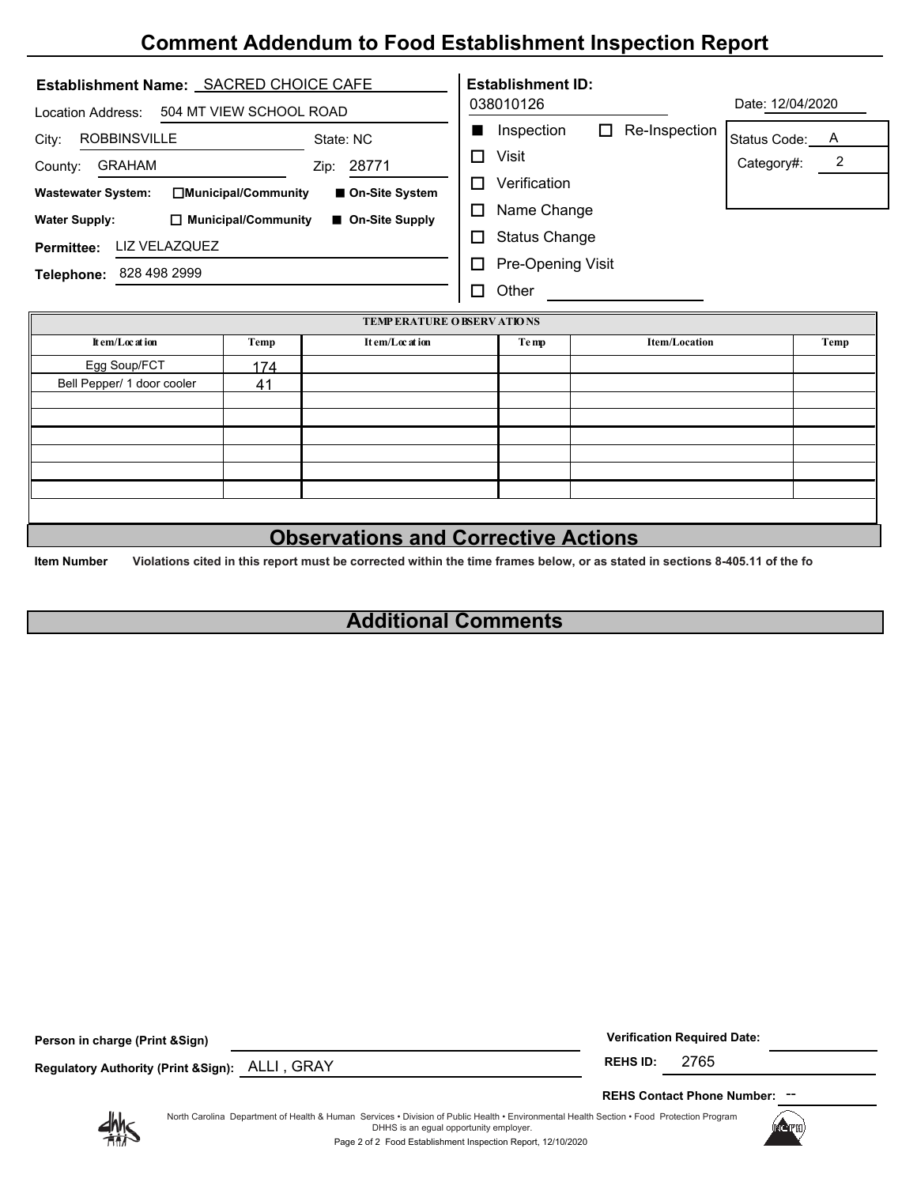# Comment Addendum to Food Establishment Inspection Report

**Establishment Name:** SACRED CHOICE CAFE

Location Address: 504 MT VIEW SCHOOL ROAD

City: ROBBINSVILLE State: NC

County: GRAHAM Zip: 28771

**Wastewater System:** ☐ Municipal/Community ■ On-Site System

**Water Supply:** ☐ Municipal/Community ■ On-Site Supply

**Permittee:** LIZ VELAZQUEZ

**Telephone:** 828 498 2999

**Establishment ID:** 038010126

■ Inspection ☐ Re-Inspection

☐ Visit

☐ Verification

☐ Name Change

☐ Status Change

☐ Pre-Opening Visit

☐ Other

Date: 12/04/2020

Status Code: A

Category#: 2

**TEMPERATURE OBSERVATIONS**

| Item/Location | Temp | Item/Location | Temp | Item/Location | Temp |
|---|---|---|---|---|---|
| Egg Soup/FCT | 174 | | | | |
| Bell Pepper/ 1 door cooler | 41 | | | | |
| | | | | | |
| | | | | | |
| | | | | | |
| | | | | | |
| | | | | | |
| | | | | | |

## Observations and Corrective Actions

**Item Number** **Violations cited in this report must be corrected within the time frames below, or as stated in sections 8-405.11 of the fo**

## Additional Comments

**Person in charge (Print &Sign)**

**Regulatory Authority (Print &Sign):** ALLI , GRAY

**Verification Required Date:**

**REHS ID:** 2765

**REHS Contact Phone Number:** --

North Carolina Department of Health & Human Services • Division of Public Health • Environmental Health Section • Food Protection Program

DHHS is an egual opportunity employer.

Food Establishment Inspection Report, 12/10/2020